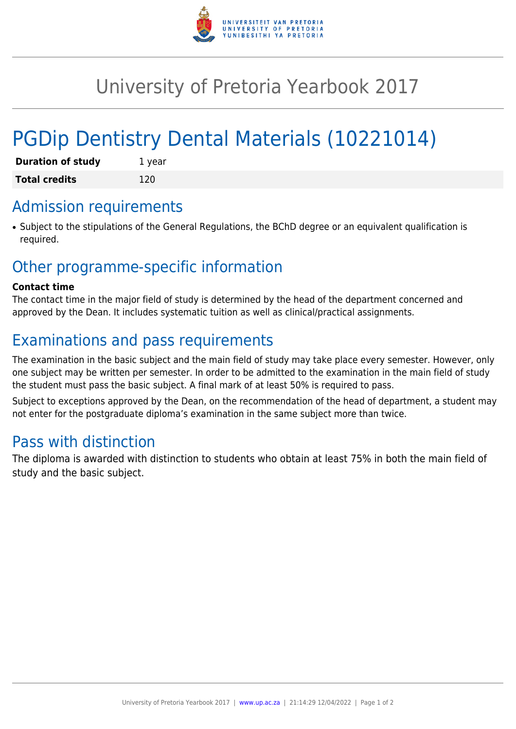# University of Pretoria Yearbook 2017

# PGDip Dentistry Dental Materials (10221014)

| **Duration of study** | 1 year |
|---|---|
| **Total credits** | 120 |

## Admission requirements

- Subject to the stipulations of the General Regulations, the BChD degree or an equivalent qualification is required.

## Other programme-specific information

**Contact time**

The contact time in the major field of study is determined by the head of the department concerned and approved by the Dean. It includes systematic tuition as well as clinical/practical assignments.

## Examinations and pass requirements

The examination in the basic subject and the main field of study may take place every semester. However, only one subject may be written per semester. In order to be admitted to the examination in the main field of study the student must pass the basic subject. A final mark of at least 50% is required to pass.

Subject to exceptions approved by the Dean, on the recommendation of the head of department, a student may not enter for the postgraduate diploma's examination in the same subject more than twice.

## Pass with distinction

The diploma is awarded with distinction to students who obtain at least 75% in both the main field of study and the basic subject.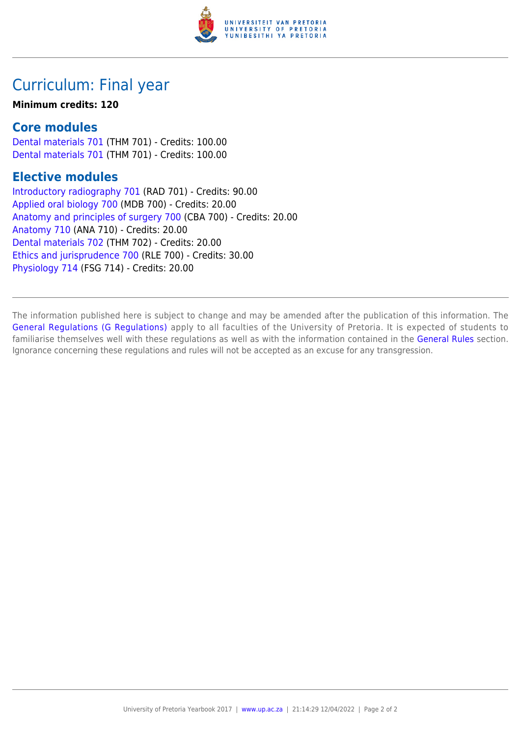# Curriculum: Final year

**Minimum credits: 120**

## Core modules

Dental materials 701 (THM 701) - Credits: 100.00
Dental materials 701 (THM 701) - Credits: 100.00

## Elective modules

Introductory radiography 701 (RAD 701) - Credits: 90.00
Applied oral biology 700 (MDB 700) - Credits: 20.00
Anatomy and principles of surgery 700 (CBA 700) - Credits: 20.00
Anatomy 710 (ANA 710) - Credits: 20.00
Dental materials 702 (THM 702) - Credits: 20.00
Ethics and jurisprudence 700 (RLE 700) - Credits: 30.00
Physiology 714 (FSG 714) - Credits: 20.00

---

The information published here is subject to change and may be amended after the publication of this information. The General Regulations (G Regulations) apply to all faculties of the University of Pretoria. It is expected of students to familiarise themselves well with these regulations as well as with the information contained in the General Rules section. Ignorance concerning these regulations and rules will not be accepted as an excuse for any transgression.